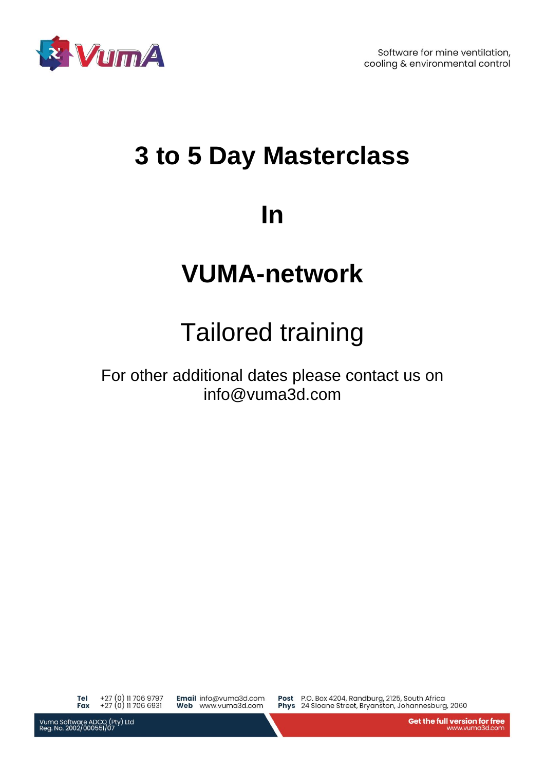# 3 to 5 Day Masterclass

# In

# VUMA-network

## Tailored training

For other additional dates please contact us on info@vuma3d.com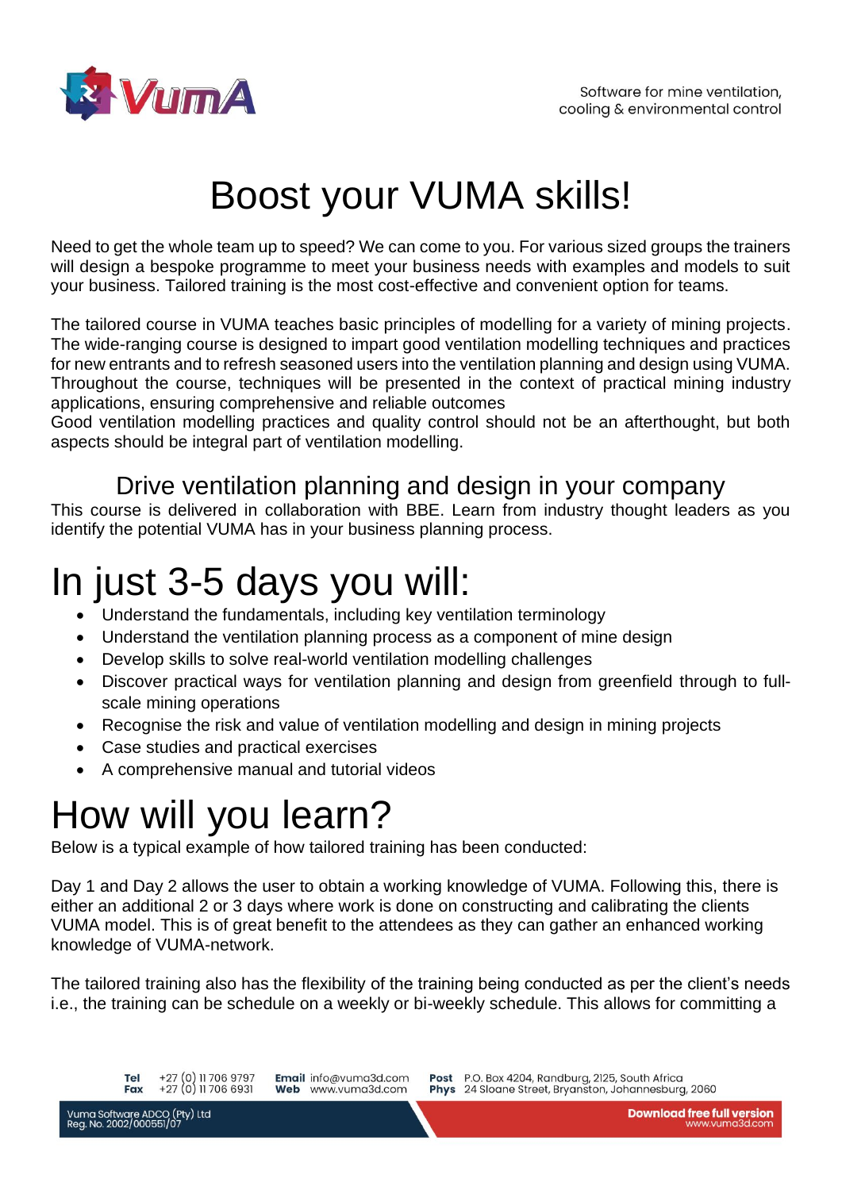# Boost your VUMA skills!

Need to get the whole team up to speed? We can come to you. For various sized groups the trainers will design a bespoke programme to meet your business needs with examples and models to suit your business. Tailored training is the most cost-effective and convenient option for teams.

The tailored course in VUMA teaches basic principles of modelling for a variety of mining projects. The wide-ranging course is designed to impart good ventilation modelling techniques and practices for new entrants and to refresh seasoned users into the ventilation planning and design using VUMA. Throughout the course, techniques will be presented in the context of practical mining industry applications, ensuring comprehensive and reliable outcomes
Good ventilation modelling practices and quality control should not be an afterthought, but both aspects should be integral part of ventilation modelling.

## Drive ventilation planning and design in your company

This course is delivered in collaboration with BBE. Learn from industry thought leaders as you identify the potential VUMA has in your business planning process.

# In just 3-5 days you will:

- Understand the fundamentals, including key ventilation terminology
- Understand the ventilation planning process as a component of mine design
- Develop skills to solve real-world ventilation modelling challenges
- Discover practical ways for ventilation planning and design from greenfield through to full-scale mining operations
- Recognise the risk and value of ventilation modelling and design in mining projects
- Case studies and practical exercises
- A comprehensive manual and tutorial videos

# How will you learn?

Below is a typical example of how tailored training has been conducted:

Day 1 and Day 2 allows the user to obtain a working knowledge of VUMA. Following this, there is either an additional 2 or 3 days where work is done on constructing and calibrating the clients VUMA model. This is of great benefit to the attendees as they can gather an enhanced working knowledge of VUMA-network.

The tailored training also has the flexibility of the training being conducted as per the client's needs i.e., the training can be schedule on a weekly or bi-weekly schedule. This allows for committing a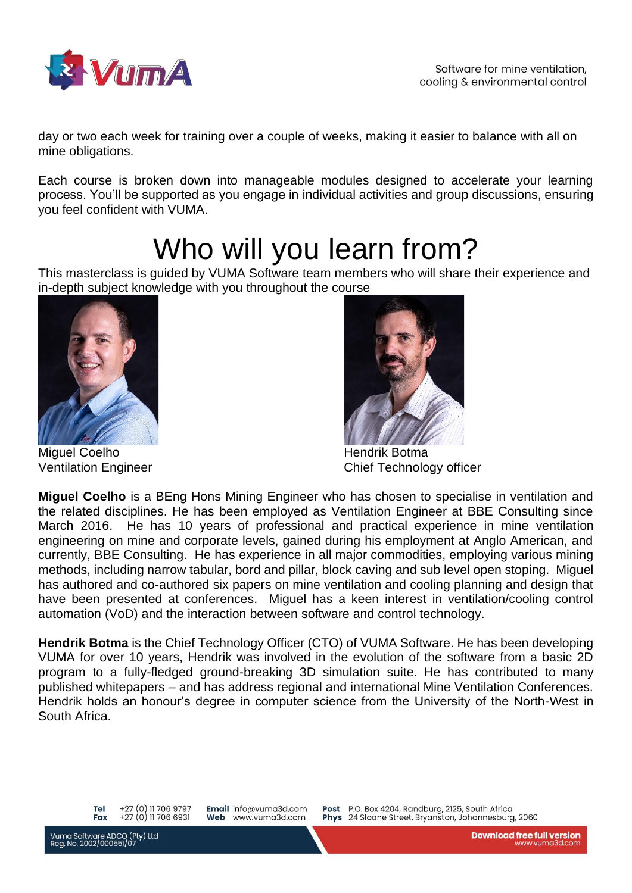day or two each week for training over a couple of weeks, making it easier to balance with all on mine obligations.

Each course is broken down into manageable modules designed to accelerate your learning process. You'll be supported as you engage in individual activities and group discussions, ensuring you feel confident with VUMA.

# Who will you learn from?

This masterclass is guided by VUMA Software team members who will share their experience and in-depth subject knowledge with you throughout the course

Miguel Coelho
Ventilation Engineer

Hendrik Botma
Chief Technology officer

**Miguel Coelho** is a BEng Hons Mining Engineer who has chosen to specialise in ventilation and the related disciplines. He has been employed as Ventilation Engineer at BBE Consulting since March 2016. He has 10 years of professional and practical experience in mine ventilation engineering on mine and corporate levels, gained during his employment at Anglo American, and currently, BBE Consulting. He has experience in all major commodities, employing various mining methods, including narrow tabular, bord and pillar, block caving and sub level open stoping. Miguel has authored and co-authored six papers on mine ventilation and cooling planning and design that have been presented at conferences. Miguel has a keen interest in ventilation/cooling control automation (VoD) and the interaction between software and control technology.

**Hendrik Botma** is the Chief Technology Officer (CTO) of VUMA Software. He has been developing VUMA for over 10 years, Hendrik was involved in the evolution of the software from a basic 2D program to a fully-fledged ground-breaking 3D simulation suite. He has contributed to many published whitepapers – and has address regional and international Mine Ventilation Conferences. Hendrik holds an honour's degree in computer science from the University of the North-West in South Africa.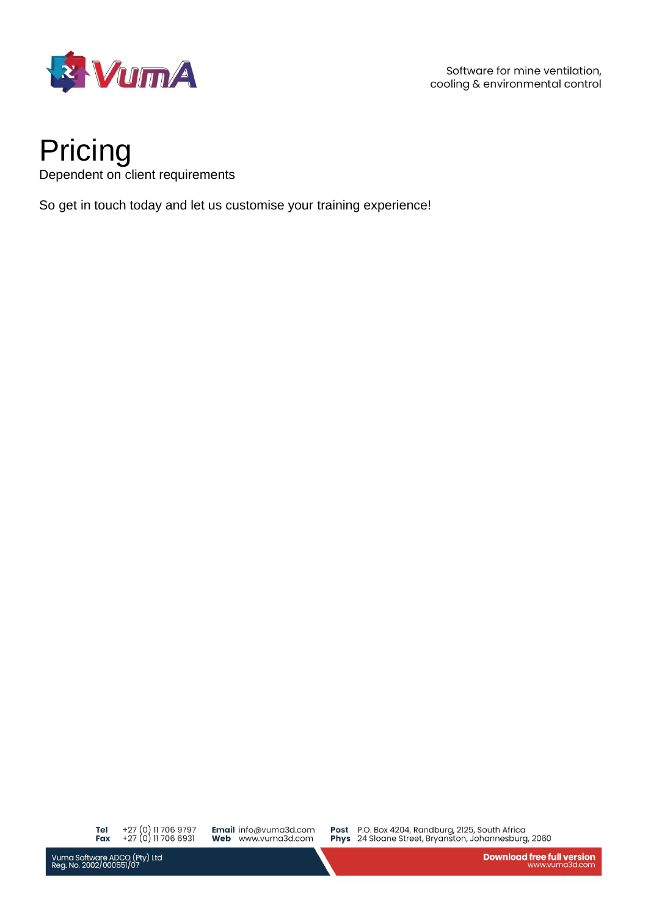# Pricing

Dependent on client requirements

So get in touch today and let us customise your training experience!